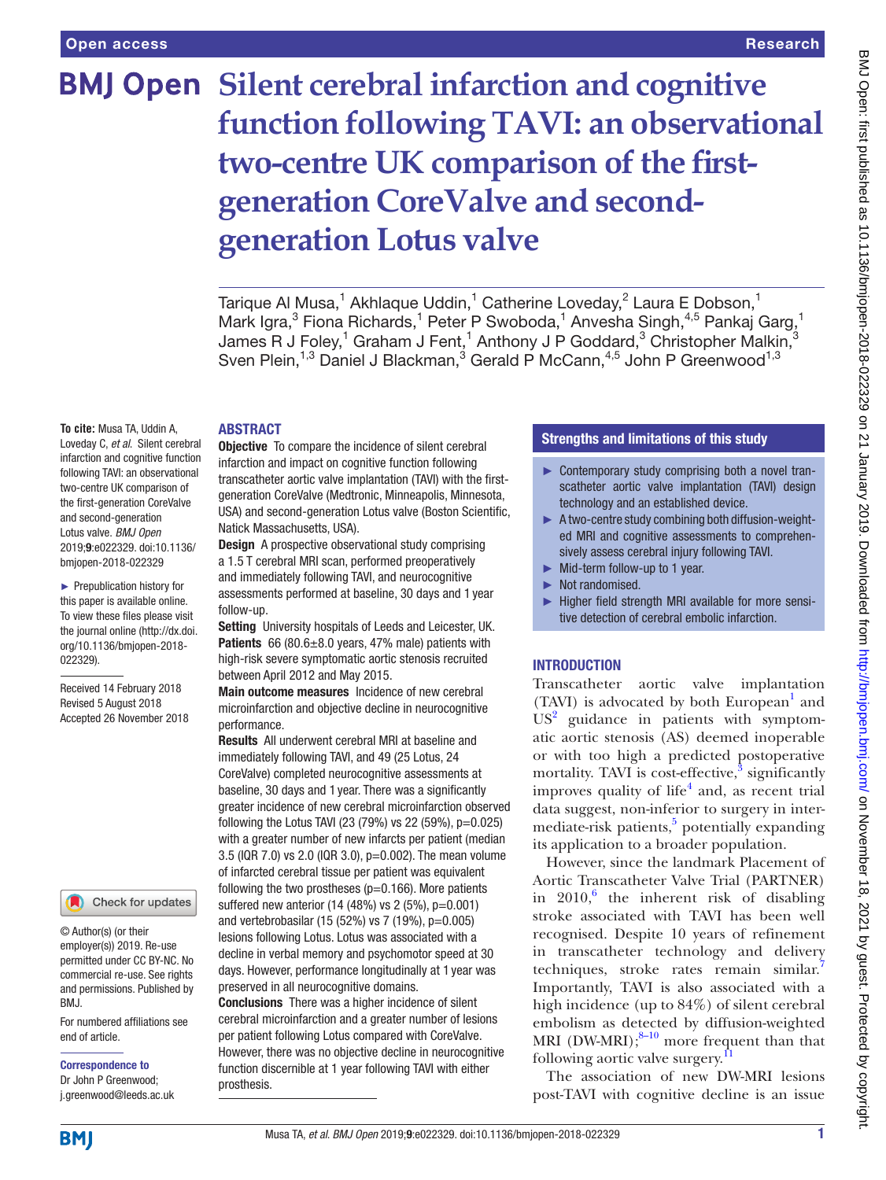Open access

Research

# Silent cerebral infarction and cognitive function following TAVI: an observational two-centre UK comparison of the first-generation CoreValve and second-generation Lotus valve

Tarique Al Musa,[1] Akhlaque Uddin,[1] Catherine Loveday,[2] Laura E Dobson,[1] Mark Igra,[3] Fiona Richards,[1] Peter P Swoboda,[1] Anvesha Singh,[4,5] Pankaj Garg,[1] James R J Foley,[1] Graham J Fent,[1] Anthony J P Goddard,[3] Christopher Malkin,[3] Sven Plein,[1,3] Daniel J Blackman,[3] Gerald P McCann,[4,5] John P Greenwood[1,3]

**To cite:** Musa TA, Uddin A, Loveday C, *et al*. Silent cerebral infarction and cognitive function following TAVI: an observational two-centre UK comparison of the first-generation CoreValve and second-generation Lotus valve. *BMJ Open* 2019;**9**:e022329. doi:10.1136/bmjopen-2018-022329

► Prepublication history for this paper is available online. To view these files please visit the journal online (http://dx.doi.org/10.1136/bmjopen-2018-022329).

Received 14 February 2018
Revised 5 August 2018
Accepted 26 November 2018

© Author(s) (or their employer(s)) 2019. Re-use permitted under CC BY-NC. No commercial re-use. See rights and permissions. Published by BMJ.

For numbered affiliations see end of article.

**Correspondence to**
Dr John P Greenwood;
j.greenwood@leeds.ac.uk

## ABSTRACT

**Objective** To compare the incidence of silent cerebral infarction and impact on cognitive function following transcatheter aortic valve implantation (TAVI) with the first-generation CoreValve (Medtronic, Minneapolis, Minnesota, USA) and second-generation Lotus valve (Boston Scientific, Natick Massachusetts, USA).

**Design** A prospective observational study comprising a 1.5 T cerebral MRI scan, performed preoperatively and immediately following TAVI, and neurocognitive assessments performed at baseline, 30 days and 1 year follow-up.

**Setting** University hospitals of Leeds and Leicester, UK.

**Patients** 66 (80.6±8.0 years, 47% male) patients with high-risk severe symptomatic aortic stenosis recruited between April 2012 and May 2015.

**Main outcome measures** Incidence of new cerebral microinfarction and objective decline in neurocognitive performance.

**Results** All underwent cerebral MRI at baseline and immediately following TAVI, and 49 (25 Lotus, 24 CoreValve) completed neurocognitive assessments at baseline, 30 days and 1 year. There was a significantly greater incidence of new cerebral microinfarction observed following the Lotus TAVI (23 (79%) vs 22 (59%), p=0.025) with a greater number of new infarcts per patient (median 3.5 (IQR 7.0) vs 2.0 (IQR 3.0), p=0.002). The mean volume of infarcted cerebral tissue per patient was equivalent following the two prostheses (p=0.166). More patients suffered new anterior (14 (48%) vs 2 (5%), p=0.001) and vertebrobasilar (15 (52%) vs 7 (19%), p=0.005) lesions following Lotus. Lotus was associated with a decline in verbal memory and psychomotor speed at 30 days. However, performance longitudinally at 1 year was preserved in all neurocognitive domains.

**Conclusions** There was a higher incidence of silent cerebral microinfarction and a greater number of lesions per patient following Lotus compared with CoreValve. However, there was no objective decline in neurocognitive function discernible at 1 year following TAVI with either prosthesis.

## Strengths and limitations of this study

- ► Contemporary study comprising both a novel transcatheter aortic valve implantation (TAVI) design technology and an established device.
- ► A two-centre study combining both diffusion-weighted MRI and cognitive assessments to comprehensively assess cerebral injury following TAVI.
- ► Mid-term follow-up to 1 year.
- ► Not randomised.
- ► Higher field strength MRI available for more sensitive detection of cerebral embolic infarction.

## INTRODUCTION

Transcatheter aortic valve implantation (TAVI) is advocated by both European[1] and US[2] guidance in patients with symptomatic aortic stenosis (AS) deemed inoperable or with too high a predicted postoperative mortality. TAVI is cost-effective,[3] significantly improves quality of life[4] and, as recent trial data suggest, non-inferior to surgery in intermediate-risk patients,[5] potentially expanding its application to a broader population.

However, since the landmark Placement of Aortic Transcatheter Valve Trial (PARTNER) in 2010,[6] the inherent risk of disabling stroke associated with TAVI has been well recognised. Despite 10 years of refinement in transcatheter technology and delivery techniques, stroke rates remain similar.[7] Importantly, TAVI is also associated with a high incidence (up to 84%) of silent cerebral embolism as detected by diffusion-weighted MRI (DW-MRI);[8–10] more frequent than that following aortic valve surgery.[11]

The association of new DW-MRI lesions post-TAVI with cognitive decline is an issue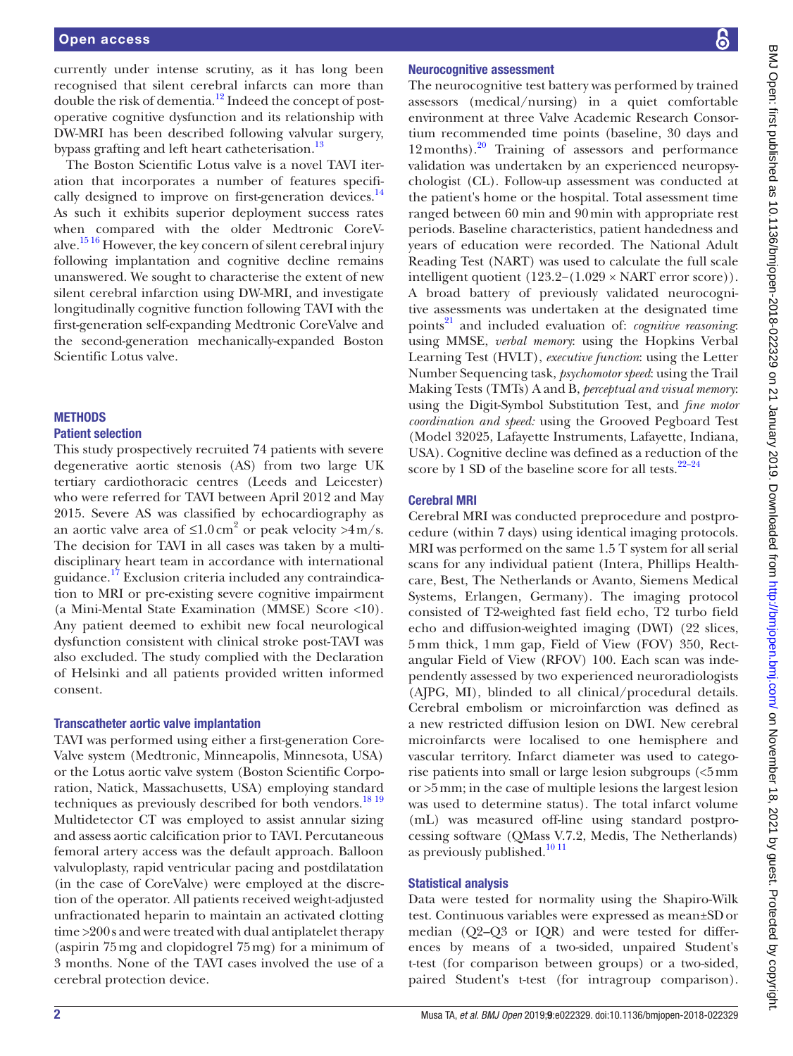currently under intense scrutiny, as it has long been recognised that silent cerebral infarcts can more than double the risk of dementia.[12] Indeed the concept of post-operative cognitive dysfunction and its relationship with DW-MRI has been described following valvular surgery, bypass grafting and left heart catheterisation.[13]

The Boston Scientific Lotus valve is a novel TAVI iteration that incorporates a number of features specifically designed to improve on first-generation devices.[14] As such it exhibits superior deployment success rates when compared with the older Medtronic CoreValve.[15 16] However, the key concern of silent cerebral injury following implantation and cognitive decline remains unanswered. We sought to characterise the extent of new silent cerebral infarction using DW-MRI, and investigate longitudinally cognitive function following TAVI with the first-generation self-expanding Medtronic CoreValve and the second-generation mechanically-expanded Boston Scientific Lotus valve.

## METHODS

### Patient selection

This study prospectively recruited 74 patients with severe degenerative aortic stenosis (AS) from two large UK tertiary cardiothoracic centres (Leeds and Leicester) who were referred for TAVI between April 2012 and May 2015. Severe AS was classified by echocardiography as an aortic valve area of $\leq 1.0\,\text{cm}^2$ or peak velocity $>4\,\text{m/s}$. The decision for TAVI in all cases was taken by a multidisciplinary heart team in accordance with international guidance.[17] Exclusion criteria included any contraindication to MRI or pre-existing severe cognitive impairment (a Mini-Mental State Examination (MMSE) Score <10). Any patient deemed to exhibit new focal neurological dysfunction consistent with clinical stroke post-TAVI was also excluded. The study complied with the Declaration of Helsinki and all patients provided written informed consent.

### Transcatheter aortic valve implantation

TAVI was performed using either a first-generation CoreValve system (Medtronic, Minneapolis, Minnesota, USA) or the Lotus aortic valve system (Boston Scientific Corporation, Natick, Massachusetts, USA) employing standard techniques as previously described for both vendors.[18 19] Multidetector CT was employed to assist annular sizing and assess aortic calcification prior to TAVI. Percutaneous femoral artery access was the default approach. Balloon valvuloplasty, rapid ventricular pacing and postdilatation (in the case of CoreValve) were employed at the discretion of the operator. All patients received weight-adjusted unfractionated heparin to maintain an activated clotting time >200 s and were treated with dual antiplatelet therapy (aspirin 75 mg and clopidogrel 75 mg) for a minimum of 3 months. None of the TAVI cases involved the use of a cerebral protection device.

### Neurocognitive assessment

The neurocognitive test battery was performed by trained assessors (medical/nursing) in a quiet comfortable environment at three Valve Academic Research Consortium recommended time points (baseline, 30 days and 12 months).[20] Training of assessors and performance validation was undertaken by an experienced neuropsychologist (CL). Follow-up assessment was conducted at the patient's home or the hospital. Total assessment time ranged between 60 min and 90 min with appropriate rest periods. Baseline characteristics, patient handedness and years of education were recorded. The National Adult Reading Test (NART) was used to calculate the full scale intelligent quotient $(123.2-(1.029 \times \text{NART error score}))$. A broad battery of previously validated neurocognitive assessments was undertaken at the designated time points[21] and included evaluation of: *cognitive reasoning*: using MMSE, *verbal memory*: using the Hopkins Verbal Learning Test (HVLT), *executive function*: using the Letter Number Sequencing task, *psychomotor speed*: using the Trail Making Tests (TMTs) A and B, *perceptual and visual memory*: using the Digit-Symbol Substitution Test, and *fine motor coordination and speed:* using the Grooved Pegboard Test (Model 32025, Lafayette Instruments, Lafayette, Indiana, USA). Cognitive decline was defined as a reduction of the score by 1 SD of the baseline score for all tests.[22–24]

### Cerebral MRI

Cerebral MRI was conducted preprocedure and postprocedure (within 7 days) using identical imaging protocols. MRI was performed on the same 1.5 T system for all serial scans for any individual patient (Intera, Phillips Healthcare, Best, The Netherlands or Avanto, Siemens Medical Systems, Erlangen, Germany). The imaging protocol consisted of T2-weighted fast field echo, T2 turbo field echo and diffusion-weighted imaging (DWI) (22 slices, 5 mm thick, 1 mm gap, Field of View (FOV) 350, Rectangular Field of View (RFOV) 100. Each scan was independently assessed by two experienced neuroradiologists (AJPG, MI), blinded to all clinical/procedural details. Cerebral embolism or microinfarction was defined as a new restricted diffusion lesion on DWI. New cerebral microinfarcts were localised to one hemisphere and vascular territory. Infarct diameter was used to categorise patients into small or large lesion subgroups (<5 mm or >5 mm; in the case of multiple lesions the largest lesion was used to determine status). The total infarct volume (mL) was measured off-line using standard postprocessing software (QMass V.7.2, Medis, The Netherlands) as previously published.[10 11]

### Statistical analysis

Data were tested for normality using the Shapiro-Wilk test. Continuous variables were expressed as mean±SD or median (Q2–Q3 or IQR) and were tested for differences by means of a two-sided, unpaired Student's t-test (for comparison between groups) or a two-sided, paired Student's t-test (for intragroup comparison).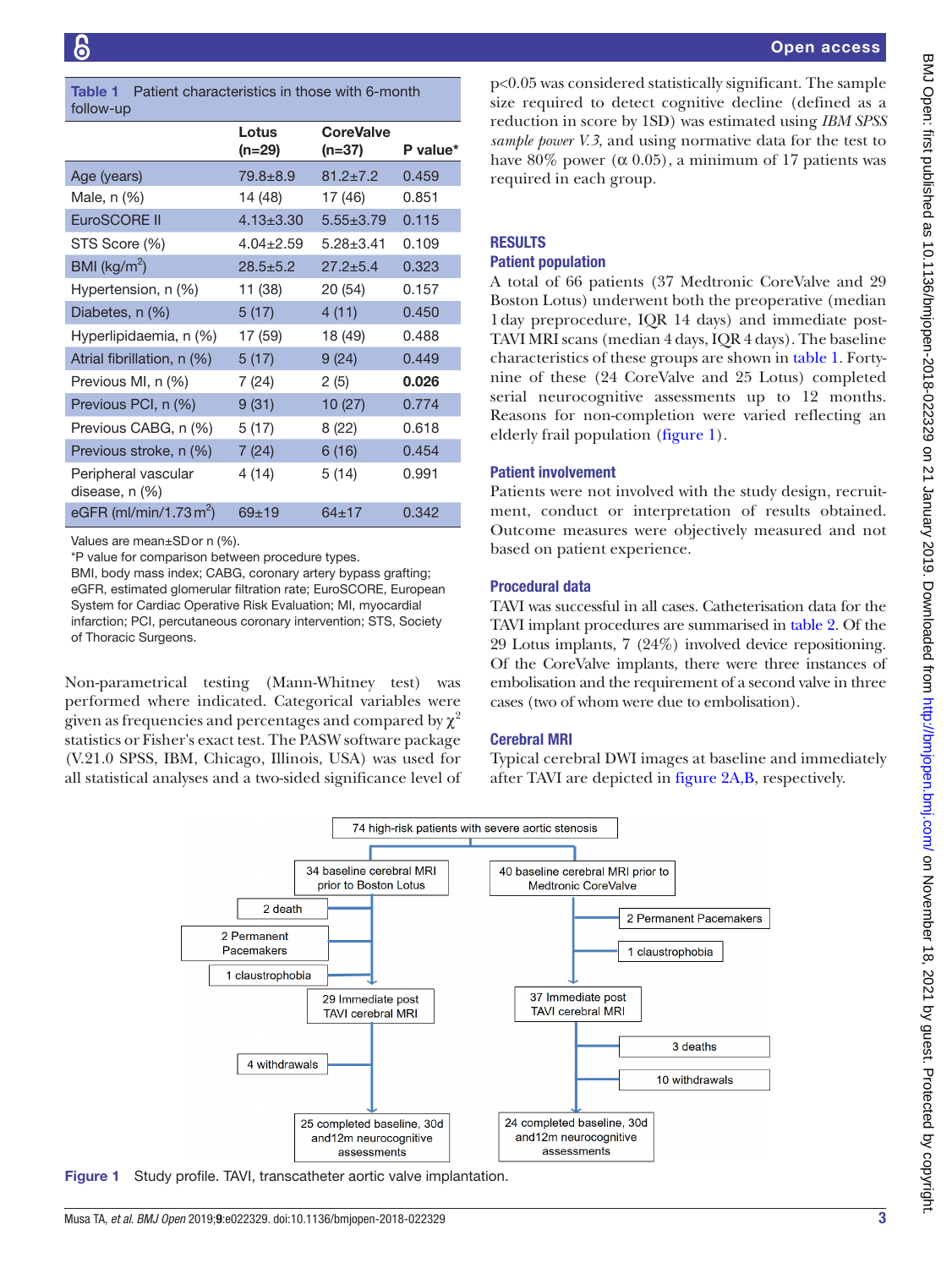**Table 1** Patient characteristics in those with 6-month follow-up

| | Lotus (n=29) | CoreValve (n=37) | P value* |
|---|---|---|---|
| Age (years) | 79.8±8.9 | 81.2±7.2 | 0.459 |
| Male, n (%) | 14 (48) | 17 (46) | 0.851 |
| EuroSCORE II | 4.13±3.30 | 5.55±3.79 | 0.115 |
| STS Score (%) | 4.04±2.59 | 5.28±3.41 | 0.109 |
| BMI (kg/m$^2$) | 28.5±5.2 | 27.2±5.4 | 0.323 |
| Hypertension, n (%) | 11 (38) | 20 (54) | 0.157 |
| Diabetes, n (%) | 5 (17) | 4 (11) | 0.450 |
| Hyperlipidaemia, n (%) | 17 (59) | 18 (49) | 0.488 |
| Atrial fibrillation, n (%) | 5 (17) | 9 (24) | 0.449 |
| Previous MI, n (%) | 7 (24) | 2 (5) | **0.026** |
| Previous PCI, n (%) | 9 (31) | 10 (27) | 0.774 |
| Previous CABG, n (%) | 5 (17) | 8 (22) | 0.618 |
| Previous stroke, n (%) | 7 (24) | 6 (16) | 0.454 |
| Peripheral vascular disease, n (%) | 4 (14) | 5 (14) | 0.991 |
| eGFR (ml/min/1.73 m$^2$) | 69±19 | 64±17 | 0.342 |

Values are mean±SD or n (%).
*P value for comparison between procedure types.
BMI, body mass index; CABG, coronary artery bypass grafting; eGFR, estimated glomerular filtration rate; EuroSCORE, European System for Cardiac Operative Risk Evaluation; MI, myocardial infarction; PCI, percutaneous coronary intervention; STS, Society of Thoracic Surgeons.

Non-parametrical testing (Mann-Whitney test) was performed where indicated. Categorical variables were given as frequencies and percentages and compared by $\chi^2$ statistics or Fisher's exact test. The PASW software package (V.21.0 SPSS, IBM, Chicago, Illinois, USA) was used for all statistical analyses and a two-sided significance level of p<0.05 was considered statistically significant. The sample size required to detect cognitive decline (defined as a reduction in score by 1SD) was estimated using *IBM SPSS sample power V.3*, and using normative data for the test to have 80% power (α 0.05), a minimum of 17 patients was required in each group.

## RESULTS

### Patient population

A total of 66 patients (37 Medtronic CoreValve and 29 Boston Lotus) underwent both the preoperative (median 1 day preprocedure, IQR 14 days) and immediate post-TAVI MRI scans (median 4 days, IQR 4 days). The baseline characteristics of these groups are shown in table 1. Forty-nine of these (24 CoreValve and 25 Lotus) completed serial neurocognitive assessments up to 12 months. Reasons for non-completion were varied reflecting an elderly frail population (figure 1).

### Patient involvement

Patients were not involved with the study design, recruitment, conduct or interpretation of results obtained. Outcome measures were objectively measured and not based on patient experience.

### Procedural data

TAVI was successful in all cases. Catheterisation data for the TAVI implant procedures are summarised in table 2. Of the 29 Lotus implants, 7 (24%) involved device repositioning. Of the CoreValve implants, there were three instances of embolisation and the requirement of a second valve in three cases (two of whom were due to embolisation).

### Cerebral MRI

Typical cerebral DWI images at baseline and immediately after TAVI are depicted in figure 2A,B, respectively.

74 high-risk patients with severe aortic stenosis

34 baseline cerebral MRI prior to Boston Lotus → 2 death; 2 Permanent Pacemakers; 1 claustrophobia → 29 Immediate post TAVI cerebral MRI → 4 withdrawals → 25 completed baseline, 30d and12m neurocognitive assessments

40 baseline cerebral MRI prior to Medtronic CoreValve → 2 Permanent Pacemakers; 1 claustrophobia → 37 Immediate post TAVI cerebral MRI → 3 deaths; 10 withdrawals → 24 completed baseline, 30d and12m neurocognitive assessments

**Figure 1** Study profile. TAVI, transcatheter aortic valve implantation.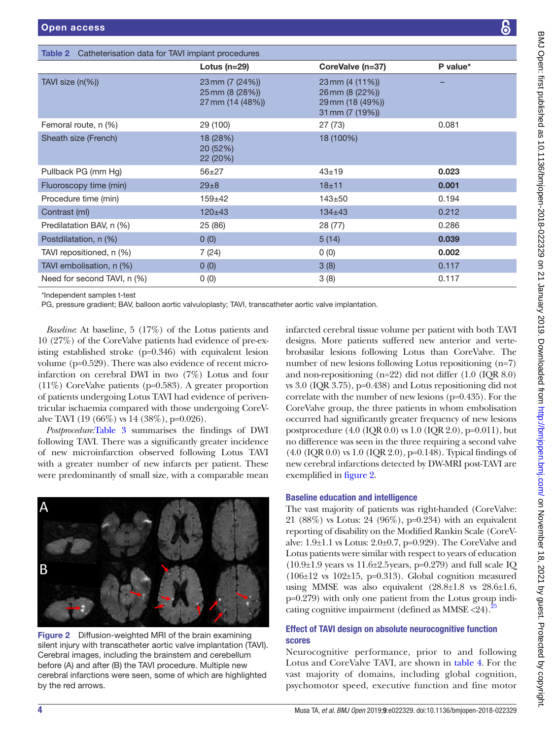**Table 2** Catheterisation data for TAVI implant procedures

| | Lotus (n=29) | CoreValve (n=37) | P value* |
|---|---|---|---|
| TAVI size (n(%)) | 23 mm (7 (24%))<br>25 mm (8 (28%))<br>27 mm (14 (48%)) | 23 mm (4 (11%))<br>26 mm (8 (22%))<br>29 mm (18 (49%))<br>31 mm (7 (19%)) | – |
| Femoral route, n (%) | 29 (100) | 27 (73) | 0.081 |
| Sheath size (French) | 18 (28%)<br>20 (52%)<br>22 (20%) | 18 (100%) | |
| Pullback PG (mm Hg) | 56±27 | 43±19 | **0.023** |
| Fluoroscopy time (min) | 29±8 | 18±11 | **0.001** |
| Procedure time (min) | 159±42 | 143±50 | 0.194 |
| Contrast (ml) | 120±43 | 134±43 | 0.212 |
| Predilatation BAV, n (%) | 25 (86) | 28 (77) | 0.286 |
| Postdilatation, n (%) | 0 (0) | 5 (14) | **0.039** |
| TAVI repositioned, n (%) | 7 (24) | 0 (0) | **0.002** |
| TAVI embolisation, n (%) | 0 (0) | 3 (8) | 0.117 |
| Need for second TAVI, n (%) | 0 (0) | 3 (8) | 0.117 |

*Independent samples t-test

PG, pressure gradient; BAV, balloon aortic valvuloplasty; TAVI, transcatheter aortic valve implantation.

*Baseline*: At baseline, 5 (17%) of the Lotus patients and 10 (27%) of the CoreValve patients had evidence of pre-existing established stroke (p=0.346) with equivalent lesion volume (p=0.529). There was also evidence of recent micro-infarction on cerebral DWI in two (7%) Lotus and four (11%) CoreValve patients (p=0.583). A greater proportion of patients undergoing Lotus TAVI had evidence of periventricular ischaemia compared with those undergoing CoreValve TAVI (19 (66%) vs 14 (38%), p=0.026).

*Postprocedure*: Table 3 summarises the findings of DWI following TAVI. There was a significantly greater incidence of new microinfarction observed following Lotus TAVI with a greater number of new infarcts per patient. These were predominantly of small size, with a comparable mean infarcted cerebral tissue volume per patient with both TAVI designs. More patients suffered new anterior and vertebrobasilar lesions following Lotus than CoreValve. The number of new lesions following Lotus repositioning (n=7) and non-repositioning (n=22) did not differ (1.0 (IQR 8.0) vs 3.0 (IQR 3.75), p=0.438) and Lotus repositioning did not correlate with the number of new lesions (p=0.435). For the CoreValve group, the three patients in whom embolisation occurred had significantly greater frequency of new lesions postprocedure (4.0 (IQR 0.0) vs 1.0 (IQR 2.0), p=0.011), but no difference was seen in the three requiring a second valve (4.0 (IQR 0.0) vs 1.0 (IQR 2.0), p=0.148). Typical findings of new cerebral infarctions detected by DW-MRI post-TAVI are exemplified in figure 2.

**Figure 2** Diffusion-weighted MRI of the brain examining silent injury with transcatheter aortic valve implantation (TAVI). Cerebral images, including the brainstem and cerebellum before (A) and after (B) the TAVI procedure. Multiple new cerebral infarctions were seen, some of which are highlighted by the red arrows.

## Baseline education and intelligence

The vast majority of patients was right-handed (CoreValve: 21 (88%) vs Lotus: 24 (96%), p=0.234) with an equivalent reporting of disability on the Modified Rankin Scale (CoreValve: 1.9±1.1 vs Lotus: 2.0±0.7, p=0.929). The CoreValve and Lotus patients were similar with respect to years of education (10.9±1.9 years vs 11.6±2.5 years, p=0.279) and full scale IQ (106±12 vs 102±15, p=0.313). Global cognition measured using MMSE was also equivalent (28.8±1.8 vs 28.6±1.6, p=0.279) with only one patient from the Lotus group indicating cognitive impairment (defined as MMSE <24).[25]

## Effect of TAVI design on absolute neurocognitive function scores

Neurocognitive performance, prior to and following Lotus and CoreValve TAVI, are shown in table 4. For the vast majority of domains, including global cognition, psychomotor speed, executive function and fine motor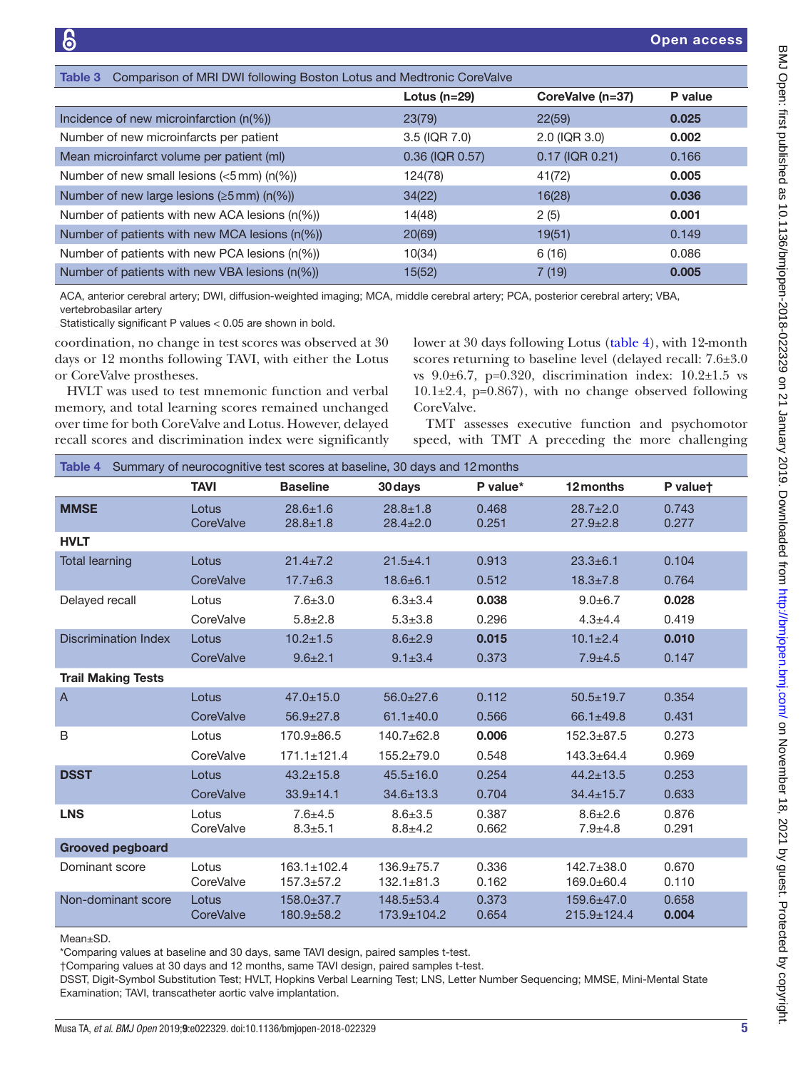**Table 3** Comparison of MRI DWI following Boston Lotus and Medtronic CoreValve

| | Lotus (n=29) | CoreValve (n=37) | P value |
|---|---|---|---|
| Incidence of new microinfarction (n(%)) | 23(79) | 22(59) | **0.025** |
| Number of new microinfarcts per patient | 3.5 (IQR 7.0) | 2.0 (IQR 3.0) | **0.002** |
| Mean microinfarct volume per patient (ml) | 0.36 (IQR 0.57) | 0.17 (IQR 0.21) | 0.166 |
| Number of new small lesions (<5 mm) (n(%)) | 124(78) | 41(72) | **0.005** |
| Number of new large lesions (≥5 mm) (n(%)) | 34(22) | 16(28) | **0.036** |
| Number of patients with new ACA lesions (n(%)) | 14(48) | 2 (5) | **0.001** |
| Number of patients with new MCA lesions (n(%)) | 20(69) | 19(51) | 0.149 |
| Number of patients with new PCA lesions (n(%)) | 10(34) | 6 (16) | 0.086 |
| Number of patients with new VBA lesions (n(%)) | 15(52) | 7 (19) | **0.005** |

ACA, anterior cerebral artery; DWI, diffusion-weighted imaging; MCA, middle cerebral artery; PCA, posterior cerebral artery; VBA, vertebrobasilar artery

Statistically significant P values < 0.05 are shown in bold.

coordination, no change in test scores was observed at 30 days or 12 months following TAVI, with either the Lotus or CoreValve prostheses.

HVLT was used to test mnemonic function and verbal memory, and total learning scores remained unchanged over time for both CoreValve and Lotus. However, delayed recall scores and discrimination index were significantly lower at 30 days following Lotus (table 4), with 12-month scores returning to baseline level (delayed recall: 7.6±3.0 vs 9.0±6.7, p=0.320, discrimination index: 10.2±1.5 vs 10.1±2.4, p=0.867), with no change observed following CoreValve.

TMT assesses executive function and psychomotor speed, with TMT A preceding the more challenging

**Table 4** Summary of neurocognitive test scores at baseline, 30 days and 12 months

| | TAVI | Baseline | 30 days | P value* | 12 months | P value† |
|---|---|---|---|---|---|---|
| **MMSE** | Lotus | 28.6±1.6 | 28.8±1.8 | 0.468 | 28.7±2.0 | 0.743 |
| | CoreValve | 28.8±1.8 | 28.4±2.0 | 0.251 | 27.9±2.8 | 0.277 |
| **HVLT** | | | | | | |
| Total learning | Lotus | 21.4±7.2 | 21.5±4.1 | 0.913 | 23.3±6.1 | 0.104 |
| | CoreValve | 17.7±6.3 | 18.6±6.1 | 0.512 | 18.3±7.8 | 0.764 |
| Delayed recall | Lotus | 7.6±3.0 | 6.3±3.4 | **0.038** | 9.0±6.7 | **0.028** |
| | CoreValve | 5.8±2.8 | 5.3±3.8 | 0.296 | 4.3±4.4 | 0.419 |
| Discrimination Index | Lotus | 10.2±1.5 | 8.6±2.9 | **0.015** | 10.1±2.4 | **0.010** |
| | CoreValve | 9.6±2.1 | 9.1±3.4 | 0.373 | 7.9±4.5 | 0.147 |
| **Trail Making Tests** | | | | | | |
| A | Lotus | 47.0±15.0 | 56.0±27.6 | 0.112 | 50.5±19.7 | 0.354 |
| | CoreValve | 56.9±27.8 | 61.1±40.0 | 0.566 | 66.1±49.8 | 0.431 |
| B | Lotus | 170.9±86.5 | 140.7±62.8 | **0.006** | 152.3±87.5 | 0.273 |
| | CoreValve | 171.1±121.4 | 155.2±79.0 | 0.548 | 143.3±64.4 | 0.969 |
| **DSST** | Lotus | 43.2±15.8 | 45.5±16.0 | 0.254 | 44.2±13.5 | 0.253 |
| | CoreValve | 33.9±14.1 | 34.6±13.3 | 0.704 | 34.4±15.7 | 0.633 |
| **LNS** | Lotus | 7.6±4.5 | 8.6±3.5 | 0.387 | 8.6±2.6 | 0.876 |
| | CoreValve | 8.3±5.1 | 8.8±4.2 | 0.662 | 7.9±4.8 | 0.291 |
| **Grooved pegboard** | | | | | | |
| Dominant score | Lotus | 163.1±102.4 | 136.9±75.7 | 0.336 | 142.7±38.0 | 0.670 |
| | CoreValve | 157.3±57.2 | 132.1±81.3 | 0.162 | 169.0±60.4 | 0.110 |
| Non-dominant score | Lotus | 158.0±37.7 | 148.5±53.4 | 0.373 | 159.6±47.0 | 0.658 |
| | CoreValve | 180.9±58.2 | 173.9±104.2 | 0.654 | 215.9±124.4 | **0.004** |

Mean±SD.

*Comparing values at baseline and 30 days, same TAVI design, paired samples t-test.

†Comparing values at 30 days and 12 months, same TAVI design, paired samples t-test.

DSST, Digit-Symbol Substitution Test; HVLT, Hopkins Verbal Learning Test; LNS, Letter Number Sequencing; MMSE, Mini-Mental State Examination; TAVI, transcatheter aortic valve implantation.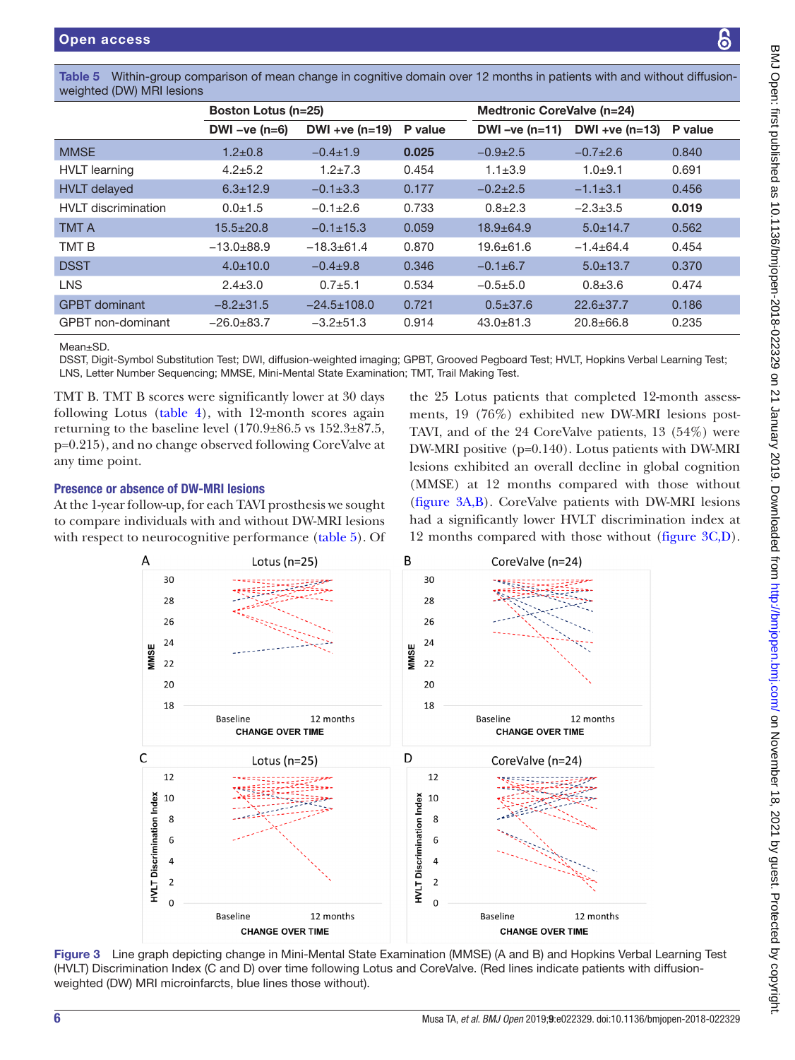**Table 5** Within-group comparison of mean change in cognitive domain over 12 months in patients with and without diffusion-weighted (DW) MRI lesions

| | Boston Lotus (n=25) | | | Medtronic CoreValve (n=24) | | |
|---|---|---|---|---|---|---|
| | DWI −ve (n=6) | DWI +ve (n=19) | P value | DWI −ve (n=11) | DWI +ve (n=13) | P value |
| MMSE | 1.2±0.8 | −0.4±1.9 | **0.025** | −0.9±2.5 | −0.7±2.6 | 0.840 |
| HVLT learning | 4.2±5.2 | 1.2±7.3 | 0.454 | 1.1±3.9 | 1.0±9.1 | 0.691 |
| HVLT delayed | 6.3±12.9 | −0.1±3.3 | 0.177 | −0.2±2.5 | −1.1±3.1 | 0.456 |
| HVLT discrimination | 0.0±1.5 | −0.1±2.6 | 0.733 | 0.8±2.3 | −2.3±3.5 | **0.019** |
| TMT A | 15.5±20.8 | −0.1±15.3 | 0.059 | 18.9±64.9 | 5.0±14.7 | 0.562 |
| TMT B | −13.0±88.9 | −18.3±61.4 | 0.870 | 19.6±61.6 | −1.4±64.4 | 0.454 |
| DSST | 4.0±10.0 | −0.4±9.8 | 0.346 | −0.1±6.7 | 5.0±13.7 | 0.370 |
| LNS | 2.4±3.0 | 0.7±5.1 | 0.534 | −0.5±5.0 | 0.8±3.6 | 0.474 |
| GPBT dominant | −8.2±31.5 | −24.5±108.0 | 0.721 | 0.5±37.6 | 22.6±37.7 | 0.186 |
| GPBT non-dominant | −26.0±83.7 | −3.2±51.3 | 0.914 | 43.0±81.3 | 20.8±66.8 | 0.235 |

Mean±SD.

DSST, Digit-Symbol Substitution Test; DWI, diffusion-weighted imaging; GPBT, Grooved Pegboard Test; HVLT, Hopkins Verbal Learning Test; LNS, Letter Number Sequencing; MMSE, Mini-Mental State Examination; TMT, Trail Making Test.

TMT B. TMT B scores were significantly lower at 30 days following Lotus (table 4), with 12-month scores again returning to the baseline level (170.9±86.5 vs 152.3±87.5, p=0.215), and no change observed following CoreValve at any time point.

### Presence or absence of DW-MRI lesions

At the 1-year follow-up, for each TAVI prosthesis we sought to compare individuals with and without DW-MRI lesions with respect to neurocognitive performance (table 5). Of the 25 Lotus patients that completed 12-month assessments, 19 (76%) exhibited new DW-MRI lesions post-TAVI, and of the 24 CoreValve patients, 13 (54%) were DW-MRI positive (p=0.140). Lotus patients with DW-MRI lesions exhibited an overall decline in global cognition (MMSE) at 12 months compared with those without (figure 3A,B). CoreValve patients with DW-MRI lesions had a significantly lower HVLT discrimination index at 12 months compared with those without (figure 3C,D).

**Figure 3** Line graph depicting change in Mini-Mental State Examination (MMSE) (A and B) and Hopkins Verbal Learning Test (HVLT) Discrimination Index (C and D) over time following Lotus and CoreValve. (Red lines indicate patients with diffusion-weighted (DW) MRI microinfarcts, blue lines those without).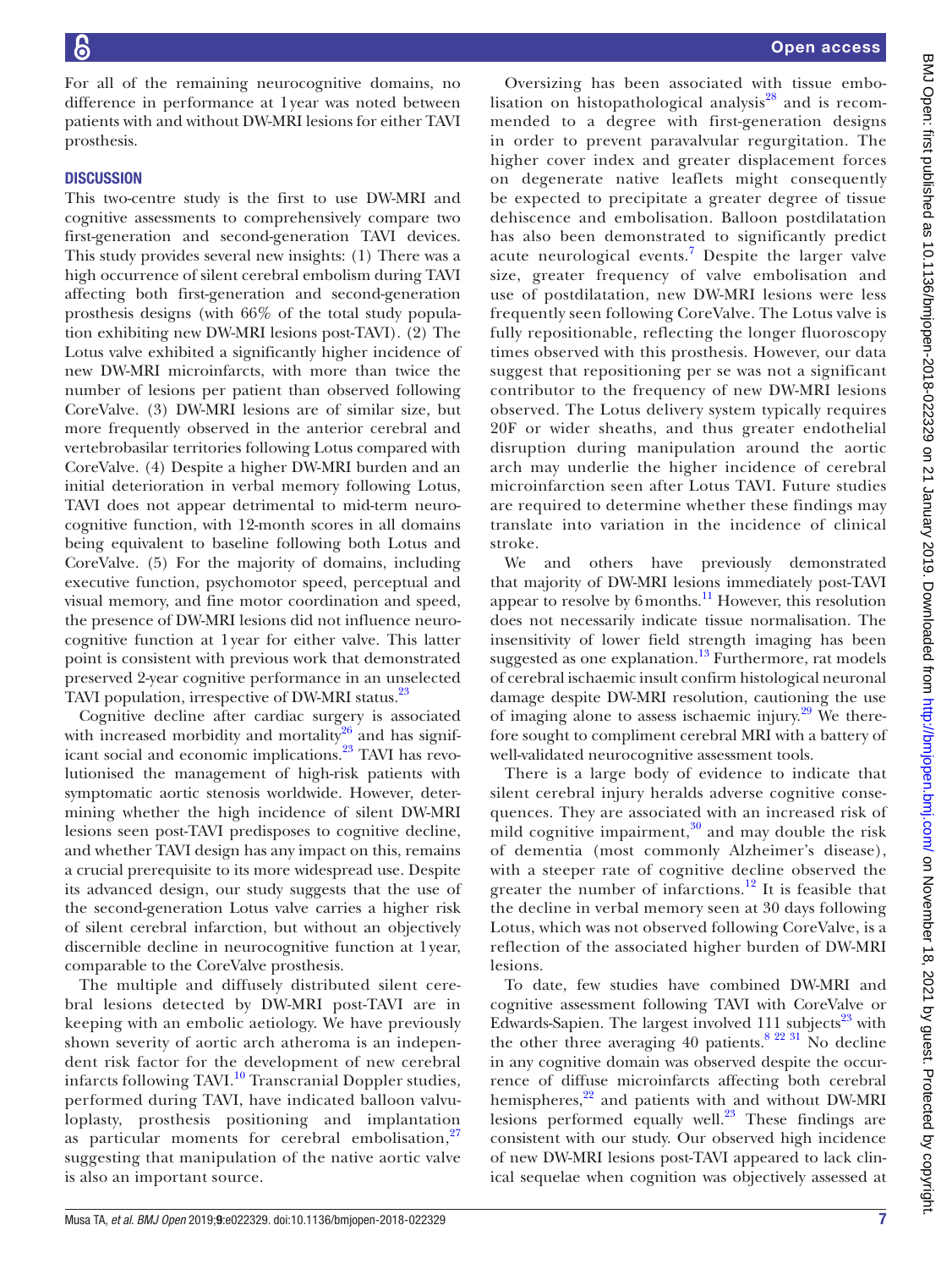For all of the remaining neurocognitive domains, no difference in performance at 1 year was noted between patients with and without DW-MRI lesions for either TAVI prosthesis.

## DISCUSSION

This two-centre study is the first to use DW-MRI and cognitive assessments to comprehensively compare two first-generation and second-generation TAVI devices. This study provides several new insights: (1) There was a high occurrence of silent cerebral embolism during TAVI affecting both first-generation and second-generation prosthesis designs (with 66% of the total study population exhibiting new DW-MRI lesions post-TAVI). (2) The Lotus valve exhibited a significantly higher incidence of new DW-MRI microinfarcts, with more than twice the number of lesions per patient than observed following CoreValve. (3) DW-MRI lesions are of similar size, but more frequently observed in the anterior cerebral and vertebrobasilar territories following Lotus compared with CoreValve. (4) Despite a higher DW-MRI burden and an initial deterioration in verbal memory following Lotus, TAVI does not appear detrimental to mid-term neurocognitive function, with 12-month scores in all domains being equivalent to baseline following both Lotus and CoreValve. (5) For the majority of domains, including executive function, psychomotor speed, perceptual and visual memory, and fine motor coordination and speed, the presence of DW-MRI lesions did not influence neurocognitive function at 1 year for either valve. This latter point is consistent with previous work that demonstrated preserved 2-year cognitive performance in an unselected TAVI population, irrespective of DW-MRI status.[23]

Cognitive decline after cardiac surgery is associated with increased morbidity and mortality[26] and has significant social and economic implications.[23] TAVI has revolutionised the management of high-risk patients with symptomatic aortic stenosis worldwide. However, determining whether the high incidence of silent DW-MRI lesions seen post-TAVI predisposes to cognitive decline, and whether TAVI design has any impact on this, remains a crucial prerequisite to its more widespread use. Despite its advanced design, our study suggests that the use of the second-generation Lotus valve carries a higher risk of silent cerebral infarction, but without an objectively discernible decline in neurocognitive function at 1 year, comparable to the CoreValve prosthesis.

The multiple and diffusely distributed silent cerebral lesions detected by DW-MRI post-TAVI are in keeping with an embolic aetiology. We have previously shown severity of aortic arch atheroma is an independent risk factor for the development of new cerebral infarcts following TAVI.[10] Transcranial Doppler studies, performed during TAVI, have indicated balloon valvuloplasty, prosthesis positioning and implantation as particular moments for cerebral embolisation,[27] suggesting that manipulation of the native aortic valve is also an important source.

Oversizing has been associated with tissue embolisation on histopathological analysis[28] and is recommended to a degree with first-generation designs in order to prevent paravalvular regurgitation. The higher cover index and greater displacement forces on degenerate native leaflets might consequently be expected to precipitate a greater degree of tissue dehiscence and embolisation. Balloon postdilatation has also been demonstrated to significantly predict acute neurological events.[7] Despite the larger valve size, greater frequency of valve embolisation and use of postdilatation, new DW-MRI lesions were less frequently seen following CoreValve. The Lotus valve is fully repositionable, reflecting the longer fluoroscopy times observed with this prosthesis. However, our data suggest that repositioning per se was not a significant contributor to the frequency of new DW-MRI lesions observed. The Lotus delivery system typically requires 20F or wider sheaths, and thus greater endothelial disruption during manipulation around the aortic arch may underlie the higher incidence of cerebral microinfarction seen after Lotus TAVI. Future studies are required to determine whether these findings may translate into variation in the incidence of clinical stroke.

We and others have previously demonstrated that majority of DW-MRI lesions immediately post-TAVI appear to resolve by 6 months.[11] However, this resolution does not necessarily indicate tissue normalisation. The insensitivity of lower field strength imaging has been suggested as one explanation.[13] Furthermore, rat models of cerebral ischaemic insult confirm histological neuronal damage despite DW-MRI resolution, cautioning the use of imaging alone to assess ischaemic injury.[29] We therefore sought to compliment cerebral MRI with a battery of well-validated neurocognitive assessment tools.

There is a large body of evidence to indicate that silent cerebral injury heralds adverse cognitive consequences. They are associated with an increased risk of mild cognitive impairment,[30] and may double the risk of dementia (most commonly Alzheimer's disease), with a steeper rate of cognitive decline observed the greater the number of infarctions.[12] It is feasible that the decline in verbal memory seen at 30 days following Lotus, which was not observed following CoreValve, is a reflection of the associated higher burden of DW-MRI lesions.

To date, few studies have combined DW-MRI and cognitive assessment following TAVI with CoreValve or Edwards-Sapien. The largest involved 111 subjects[23] with the other three averaging 40 patients.[8 22 31] No decline in any cognitive domain was observed despite the occurrence of diffuse microinfarcts affecting both cerebral hemispheres,[22] and patients with and without DW-MRI lesions performed equally well.[23] These findings are consistent with our study. Our observed high incidence of new DW-MRI lesions post-TAVI appeared to lack clinical sequelae when cognition was objectively assessed at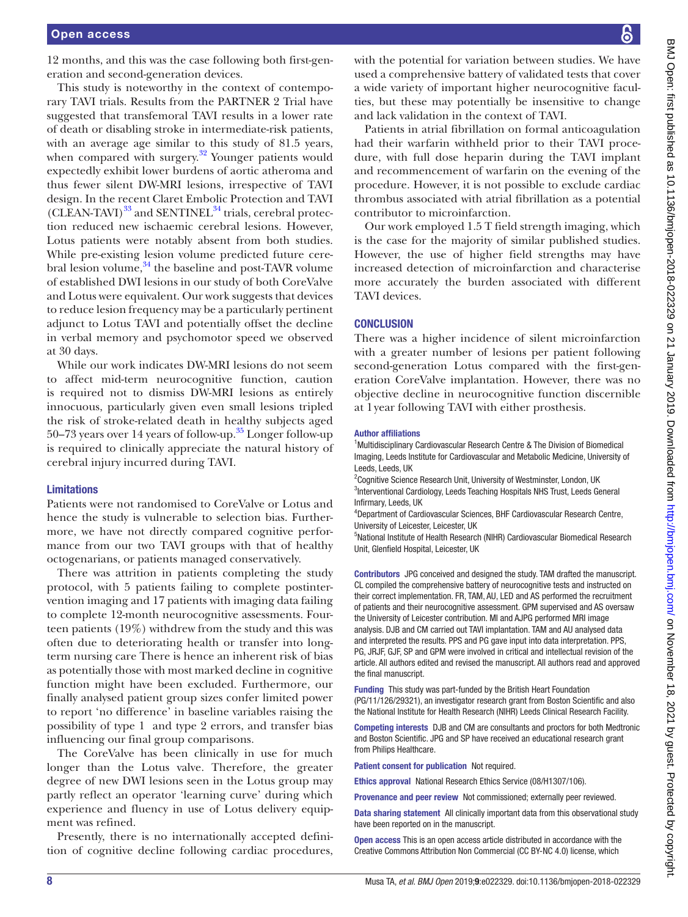12 months, and this was the case following both first-generation and second-generation devices.

This study is noteworthy in the context of contemporary TAVI trials. Results from the PARTNER 2 Trial have suggested that transfemoral TAVI results in a lower rate of death or disabling stroke in intermediate-risk patients, with an average age similar to this study of 81.5 years, when compared with surgery.[32] Younger patients would expectedly exhibit lower burdens of aortic atheroma and thus fewer silent DW-MRI lesions, irrespective of TAVI design. In the recent Claret Embolic Protection and TAVI (CLEAN-TAVI)[33] and SENTINEL[34] trials, cerebral protection reduced new ischaemic cerebral lesions. However, Lotus patients were notably absent from both studies. While pre-existing lesion volume predicted future cerebral lesion volume,[34] the baseline and post-TAVR volume of established DWI lesions in our study of both CoreValve and Lotus were equivalent. Our work suggests that devices to reduce lesion frequency may be a particularly pertinent adjunct to Lotus TAVI and potentially offset the decline in verbal memory and psychomotor speed we observed at 30 days.

While our work indicates DW-MRI lesions do not seem to affect mid-term neurocognitive function, caution is required not to dismiss DW-MRI lesions as entirely innocuous, particularly given even small lesions tripled the risk of stroke-related death in healthy subjects aged 50–73 years over 14 years of follow-up.[35] Longer follow-up is required to clinically appreciate the natural history of cerebral injury incurred during TAVI.

### Limitations

Patients were not randomised to CoreValve or Lotus and hence the study is vulnerable to selection bias. Furthermore, we have not directly compared cognitive performance from our two TAVI groups with that of healthy octogenarians, or patients managed conservatively.

There was attrition in patients completing the study protocol, with 5 patients failing to complete postintervention imaging and 17 patients with imaging data failing to complete 12-month neurocognitive assessments. Fourteen patients (19%) withdrew from the study and this was often due to deteriorating health or transfer into long-term nursing care There is hence an inherent risk of bias as potentially those with most marked decline in cognitive function might have been excluded. Furthermore, our finally analysed patient group sizes confer limited power to report 'no difference' in baseline variables raising the possibility of type 1 and type 2 errors, and transfer bias influencing our final group comparisons.

The CoreValve has been clinically in use for much longer than the Lotus valve. Therefore, the greater degree of new DWI lesions seen in the Lotus group may partly reflect an operator 'learning curve' during which experience and fluency in use of Lotus delivery equipment was refined.

Presently, there is no internationally accepted definition of cognitive decline following cardiac procedures, with the potential for variation between studies. We have used a comprehensive battery of validated tests that cover a wide variety of important higher neurocognitive faculties, but these may potentially be insensitive to change and lack validation in the context of TAVI.

Patients in atrial fibrillation on formal anticoagulation had their warfarin withheld prior to their TAVI procedure, with full dose heparin during the TAVI implant and recommencement of warfarin on the evening of the procedure. However, it is not possible to exclude cardiac thrombus associated with atrial fibrillation as a potential contributor to microinfarction.

Our work employed 1.5 T field strength imaging, which is the case for the majority of similar published studies. However, the use of higher field strengths may have increased detection of microinfarction and characterise more accurately the burden associated with different TAVI devices.

## CONCLUSION

There was a higher incidence of silent microinfarction with a greater number of lesions per patient following second-generation Lotus compared with the first-generation CoreValve implantation. However, there was no objective decline in neurocognitive function discernible at 1 year following TAVI with either prosthesis.

**Author affiliations**

[1]Multidisciplinary Cardiovascular Research Centre & The Division of Biomedical Imaging, Leeds Institute for Cardiovascular and Metabolic Medicine, University of Leeds, Leeds, UK
[2]Cognitive Science Research Unit, University of Westminster, London, UK
[3]Interventional Cardiology, Leeds Teaching Hospitals NHS Trust, Leeds General Infirmary, Leeds, UK
[4]Department of Cardiovascular Sciences, BHF Cardiovascular Research Centre, University of Leicester, Leicester, UK
[5]National Institute of Health Research (NIHR) Cardiovascular Biomedical Research Unit, Glenfield Hospital, Leicester, UK

**Contributors** JPG conceived and designed the study. TAM drafted the manuscript. CL compiled the comprehensive battery of neurocognitive tests and instructed on their correct implementation. FR, TAM, AU, LED and AS performed the recruitment of patients and their neurocognitive assessment. GPM supervised and AS oversaw the University of Leicester contribution. MI and AJPG performed MRI image analysis. DJB and CM carried out TAVI implantation. TAM and AU analysed data and interpreted the results. PPS and PG gave input into data interpretation. PPS, PG, JRJF, GJF, SP and GPM were involved in critical and intellectual revision of the article. All authors edited and revised the manuscript. All authors read and approved the final manuscript.

**Funding** This study was part-funded by the British Heart Foundation (PG/11/126/29321), an investigator research grant from Boston Scientific and also the National Institute for Health Research (NIHR) Leeds Clinical Research Facility.

**Competing interests** DJB and CM are consultants and proctors for both Medtronic and Boston Scientific. JPG and SP have received an educational research grant from Philips Healthcare.

**Patient consent for publication** Not required.

**Ethics approval** National Research Ethics Service (08/H1307/106).

**Provenance and peer review** Not commissioned; externally peer reviewed.

**Data sharing statement** All clinically important data from this observational study have been reported on in the manuscript.

**Open access** This is an open access article distributed in accordance with the Creative Commons Attribution Non Commercial (CC BY-NC 4.0) license, which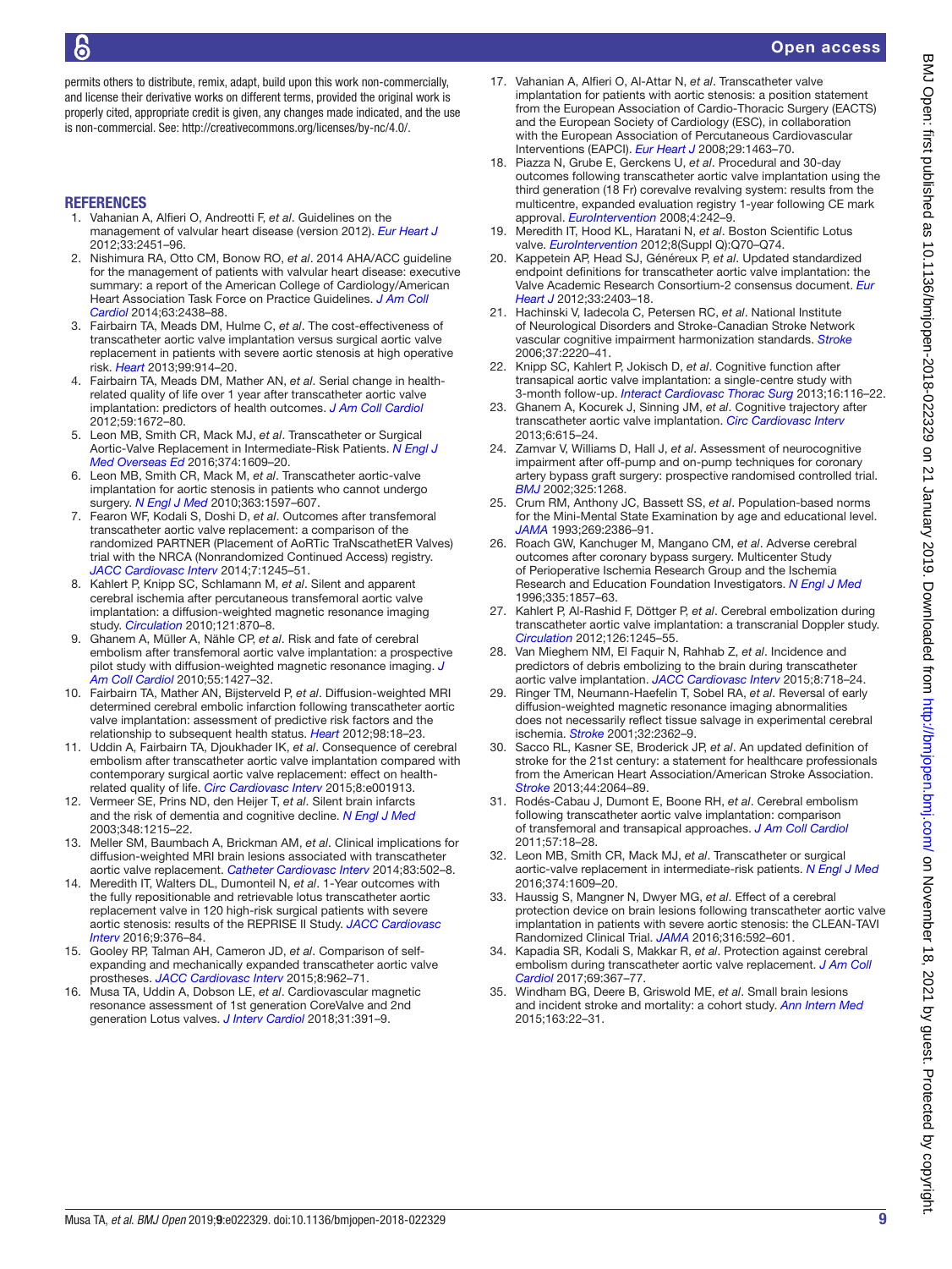permits others to distribute, remix, adapt, build upon this work non-commercially, and license their derivative works on different terms, provided the original work is properly cited, appropriate credit is given, any changes made indicated, and the use is non-commercial. See: http://creativecommons.org/licenses/by-nc/4.0/.

## REFERENCES

1. Vahanian A, Alfieri O, Andreotti F, *et al*. Guidelines on the management of valvular heart disease (version 2012). *Eur Heart J* 2012;33:2451–96.
2. Nishimura RA, Otto CM, Bonow RO, *et al*. 2014 AHA/ACC guideline for the management of patients with valvular heart disease: executive summary: a report of the American College of Cardiology/American Heart Association Task Force on Practice Guidelines. *J Am Coll Cardiol* 2014;63:2438–88.
3. Fairbairn TA, Meads DM, Hulme C, *et al*. The cost-effectiveness of transcatheter aortic valve implantation versus surgical aortic valve replacement in patients with severe aortic stenosis at high operative risk. *Heart* 2013;99:914–20.
4. Fairbairn TA, Meads DM, Mather AN, *et al*. Serial change in health-related quality of life over 1 year after transcatheter aortic valve implantation: predictors of health outcomes. *J Am Coll Cardiol* 2012;59:1672–80.
5. Leon MB, Smith CR, Mack MJ, *et al*. Transcatheter or Surgical Aortic-Valve Replacement in Intermediate-Risk Patients. *N Engl J Med Overseas Ed* 2016;374:1609–20.
6. Leon MB, Smith CR, Mack M, *et al*. Transcatheter aortic-valve implantation for aortic stenosis in patients who cannot undergo surgery. *N Engl J Med* 2010;363:1597–607.
7. Fearon WF, Kodali S, Doshi D, *et al*. Outcomes after transfemoral transcatheter aortic valve replacement: a comparison of the randomized PARTNER (Placement of AoRTic TraNscathetER Valves) trial with the NRCA (Nonrandomized Continued Access) registry. *JACC Cardiovasc Interv* 2014;7:1245–51.
8. Kahlert P, Knipp SC, Schlamann M, *et al*. Silent and apparent cerebral ischemia after percutaneous transfemoral aortic valve implantation: a diffusion-weighted magnetic resonance imaging study. *Circulation* 2010;121:870–8.
9. Ghanem A, Müller A, Nähle CP, *et al*. Risk and fate of cerebral embolism after transfemoral aortic valve implantation: a prospective pilot study with diffusion-weighted magnetic resonance imaging. *J Am Coll Cardiol* 2010;55:1427–32.
10. Fairbairn TA, Mather AN, Bijsterveld P, *et al*. Diffusion-weighted MRI determined cerebral embolic infarction following transcatheter aortic valve implantation: assessment of predictive risk factors and the relationship to subsequent health status. *Heart* 2012;98:18–23.
11. Uddin A, Fairbairn TA, Djoukhader IK, *et al*. Consequence of cerebral embolism after transcatheter aortic valve implantation compared with contemporary surgical aortic valve replacement: effect on health-related quality of life. *Circ Cardiovasc Interv* 2015;8:e001913.
12. Vermeer SE, Prins ND, den Heijer T, *et al*. Silent brain infarcts and the risk of dementia and cognitive decline. *N Engl J Med* 2003;348:1215–22.
13. Meller SM, Baumbach A, Brickman AM, *et al*. Clinical implications for diffusion-weighted MRI brain lesions associated with transcatheter aortic valve replacement. *Catheter Cardiovasc Interv* 2014;83:502–8.
14. Meredith IT, Walters DL, Dumonteil N, *et al*. 1-Year outcomes with the fully repositionable and retrievable lotus transcatheter aortic replacement valve in 120 high-risk surgical patients with severe aortic stenosis: results of the REPRISE II Study. *JACC Cardiovasc Interv* 2016;9:376–84.
15. Gooley RP, Talman AH, Cameron JD, *et al*. Comparison of self-expanding and mechanically expanded transcatheter aortic valve prostheses. *JACC Cardiovasc Interv* 2015;8:962–71.
16. Musa TA, Uddin A, Dobson LE, *et al*. Cardiovascular magnetic resonance assessment of 1st generation CoreValve and 2nd generation Lotus valves. *J Interv Cardiol* 2018;31:391–9.
17. Vahanian A, Alfieri O, Al-Attar N, *et al*. Transcatheter valve implantation for patients with aortic stenosis: a position statement from the European Association of Cardio-Thoracic Surgery (EACTS) and the European Society of Cardiology (ESC), in collaboration with the European Association of Percutaneous Cardiovascular Interventions (EAPCI). *Eur Heart J* 2008;29:1463–70.
18. Piazza N, Grube E, Gerckens U, *et al*. Procedural and 30-day outcomes following transcatheter aortic valve implantation using the third generation (18 Fr) corevalve revalving system: results from the multicentre, expanded evaluation registry 1-year following CE mark approval. *EuroIntervention* 2008;4:242–9.
19. Meredith IT, Hood KL, Haratani N, *et al*. Boston Scientific Lotus valve. *EuroIntervention* 2012;8(Suppl Q):Q70–Q74.
20. Kappetein AP, Head SJ, Généreux P, *et al*. Updated standardized endpoint definitions for transcatheter aortic valve implantation: the Valve Academic Research Consortium-2 consensus document. *Eur Heart J* 2012;33:2403–18.
21. Hachinski V, Iadecola C, Petersen RC, *et al*. National Institute of Neurological Disorders and Stroke-Canadian Stroke Network vascular cognitive impairment harmonization standards. *Stroke* 2006;37:2220–41.
22. Knipp SC, Kahlert P, Jokisch D, *et al*. Cognitive function after transapical aortic valve implantation: a single-centre study with 3-month follow-up. *Interact Cardiovasc Thorac Surg* 2013;16:116–22.
23. Ghanem A, Kocurek J, Sinning JM, *et al*. Cognitive trajectory after transcatheter aortic valve implantation. *Circ Cardiovasc Interv* 2013;6:615–24.
24. Zamvar V, Williams D, Hall J, *et al*. Assessment of neurocognitive impairment after off-pump and on-pump techniques for coronary artery bypass graft surgery: prospective randomised controlled trial. *BMJ* 2002;325:1268.
25. Crum RM, Anthony JC, Bassett SS, *et al*. Population-based norms for the Mini-Mental State Examination by age and educational level. *JAMA* 1993;269:2386–91.
26. Roach GW, Kanchuger M, Mangano CM, *et al*. Adverse cerebral outcomes after coronary bypass surgery. Multicenter Study of Perioperative Ischemia Research Group and the Ischemia Research and Education Foundation Investigators. *N Engl J Med* 1996;335:1857–63.
27. Kahlert P, Al-Rashid F, Döttger P, *et al*. Cerebral embolization during transcatheter aortic valve implantation: a transcranial Doppler study. *Circulation* 2012;126:1245–55.
28. Van Mieghem NM, El Faquir N, Rahhab Z, *et al*. Incidence and predictors of debris embolizing to the brain during transcatheter aortic valve implantation. *JACC Cardiovasc Interv* 2015;8:718–24.
29. Ringer TM, Neumann-Haefelin T, Sobel RA, *et al*. Reversal of early diffusion-weighted magnetic resonance imaging abnormalities does not necessarily reflect tissue salvage in experimental cerebral ischemia. *Stroke* 2001;32:2362–9.
30. Sacco RL, Kasner SE, Broderick JP, *et al*. An updated definition of stroke for the 21st century: a statement for healthcare professionals from the American Heart Association/American Stroke Association. *Stroke* 2013;44:2064–89.
31. Rodés-Cabau J, Dumont E, Boone RH, *et al*. Cerebral embolism following transcatheter aortic valve implantation: comparison of transfemoral and transapical approaches. *J Am Coll Cardiol* 2011;57:18–28.
32. Leon MB, Smith CR, Mack MJ, *et al*. Transcatheter or surgical aortic-valve replacement in intermediate-risk patients. *N Engl J Med* 2016;374:1609–20.
33. Haussig S, Mangner N, Dwyer MG, *et al*. Effect of a cerebral protection device on brain lesions following transcatheter aortic valve implantation in patients with severe aortic stenosis: the CLEAN-TAVI Randomized Clinical Trial. *JAMA* 2016;316:592–601.
34. Kapadia SR, Kodali S, Makkar R, *et al*. Protection against cerebral embolism during transcatheter aortic valve replacement. *J Am Coll Cardiol* 2017;69:367–77.
35. Windham BG, Deere B, Griswold ME, *et al*. Small brain lesions and incident stroke and mortality: a cohort study. *Ann Intern Med* 2015;163:22–31.